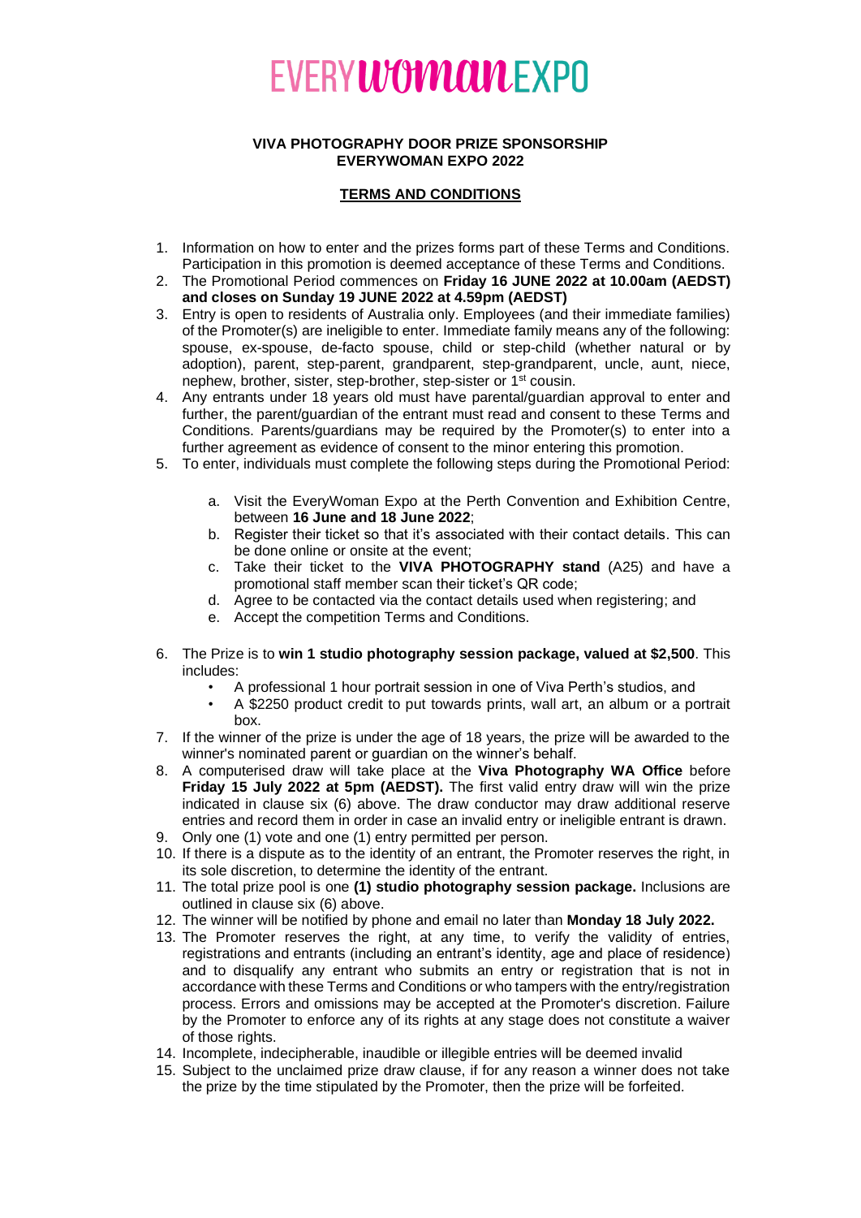# EVERYWOMANEXPO

**VIVA PHOTOGRAPHY DOOR PRIZE SPONSORSHIP**
**EVERYWOMAN EXPO 2022**

## TERMS AND CONDITIONS

1. Information on how to enter and the prizes forms part of these Terms and Conditions. Participation in this promotion is deemed acceptance of these Terms and Conditions.
2. The Promotional Period commences on **Friday 16 JUNE 2022 at 10.00am (AEDST) and closes on Sunday 19 JUNE 2022 at 4.59pm (AEDST)**
3. Entry is open to residents of Australia only. Employees (and their immediate families) of the Promoter(s) are ineligible to enter. Immediate family means any of the following: spouse, ex-spouse, de-facto spouse, child or step-child (whether natural or by adoption), parent, step-parent, grandparent, step-grandparent, uncle, aunt, niece, nephew, brother, sister, step-brother, step-sister or 1st cousin.
4. Any entrants under 18 years old must have parental/guardian approval to enter and further, the parent/guardian of the entrant must read and consent to these Terms and Conditions. Parents/guardians may be required by the Promoter(s) to enter into a further agreement as evidence of consent to the minor entering this promotion.
5. To enter, individuals must complete the following steps during the Promotional Period:
   a. Visit the EveryWoman Expo at the Perth Convention and Exhibition Centre, between **16 June and 18 June 2022**;
   b. Register their ticket so that it's associated with their contact details. This can be done online or onsite at the event;
   c. Take their ticket to the **VIVA PHOTOGRAPHY stand** (A25) and have a promotional staff member scan their ticket's QR code;
   d. Agree to be contacted via the contact details used when registering; and
   e. Accept the competition Terms and Conditions.
6. The Prize is to **win 1 studio photography session package, valued at $2,500**. This includes:
   - A professional 1 hour portrait session in one of Viva Perth's studios, and
   - A $2250 product credit to put towards prints, wall art, an album or a portrait box.
7. If the winner of the prize is under the age of 18 years, the prize will be awarded to the winner's nominated parent or guardian on the winner's behalf.
8. A computerised draw will take place at the **Viva Photography WA Office** before **Friday 15 July 2022 at 5pm (AEDST).** The first valid entry draw will win the prize indicated in clause six (6) above. The draw conductor may draw additional reserve entries and record them in order in case an invalid entry or ineligible entrant is drawn.
9. Only one (1) vote and one (1) entry permitted per person.
10. If there is a dispute as to the identity of an entrant, the Promoter reserves the right, in its sole discretion, to determine the identity of the entrant.
11. The total prize pool is one **(1) studio photography session package.** Inclusions are outlined in clause six (6) above.
12. The winner will be notified by phone and email no later than **Monday 18 July 2022.**
13. The Promoter reserves the right, at any time, to verify the validity of entries, registrations and entrants (including an entrant's identity, age and place of residence) and to disqualify any entrant who submits an entry or registration that is not in accordance with these Terms and Conditions or who tampers with the entry/registration process. Errors and omissions may be accepted at the Promoter's discretion. Failure by the Promoter to enforce any of its rights at any stage does not constitute a waiver of those rights.
14. Incomplete, indecipherable, inaudible or illegible entries will be deemed invalid
15. Subject to the unclaimed prize draw clause, if for any reason a winner does not take the prize by the time stipulated by the Promoter, then the prize will be forfeited.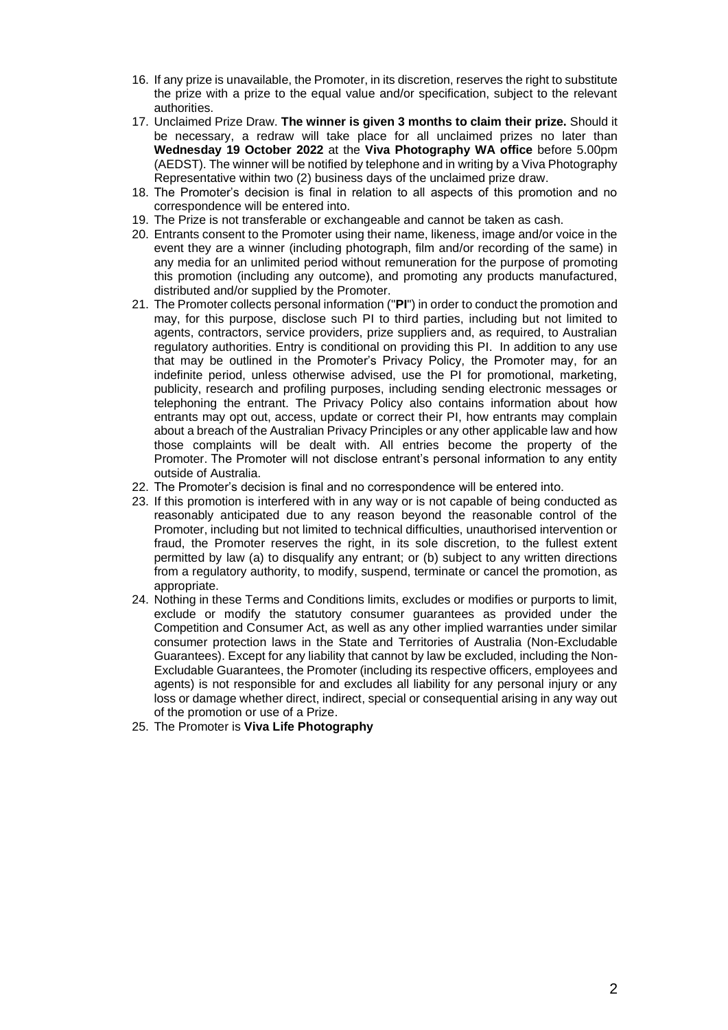16. If any prize is unavailable, the Promoter, in its discretion, reserves the right to substitute the prize with a prize to the equal value and/or specification, subject to the relevant authorities.
17. Unclaimed Prize Draw. **The winner is given 3 months to claim their prize.** Should it be necessary, a redraw will take place for all unclaimed prizes no later than **Wednesday 19 October 2022** at the **Viva Photography WA office** before 5.00pm (AEDST). The winner will be notified by telephone and in writing by a Viva Photography Representative within two (2) business days of the unclaimed prize draw.
18. The Promoter's decision is final in relation to all aspects of this promotion and no correspondence will be entered into.
19. The Prize is not transferable or exchangeable and cannot be taken as cash.
20. Entrants consent to the Promoter using their name, likeness, image and/or voice in the event they are a winner (including photograph, film and/or recording of the same) in any media for an unlimited period without remuneration for the purpose of promoting this promotion (including any outcome), and promoting any products manufactured, distributed and/or supplied by the Promoter.
21. The Promoter collects personal information ("**PI**") in order to conduct the promotion and may, for this purpose, disclose such PI to third parties, including but not limited to agents, contractors, service providers, prize suppliers and, as required, to Australian regulatory authorities. Entry is conditional on providing this PI. In addition to any use that may be outlined in the Promoter's Privacy Policy, the Promoter may, for an indefinite period, unless otherwise advised, use the PI for promotional, marketing, publicity, research and profiling purposes, including sending electronic messages or telephoning the entrant. The Privacy Policy also contains information about how entrants may opt out, access, update or correct their PI, how entrants may complain about a breach of the Australian Privacy Principles or any other applicable law and how those complaints will be dealt with. All entries become the property of the Promoter. The Promoter will not disclose entrant's personal information to any entity outside of Australia.
22. The Promoter's decision is final and no correspondence will be entered into.
23. If this promotion is interfered with in any way or is not capable of being conducted as reasonably anticipated due to any reason beyond the reasonable control of the Promoter, including but not limited to technical difficulties, unauthorised intervention or fraud, the Promoter reserves the right, in its sole discretion, to the fullest extent permitted by law (a) to disqualify any entrant; or (b) subject to any written directions from a regulatory authority, to modify, suspend, terminate or cancel the promotion, as appropriate.
24. Nothing in these Terms and Conditions limits, excludes or modifies or purports to limit, exclude or modify the statutory consumer guarantees as provided under the Competition and Consumer Act, as well as any other implied warranties under similar consumer protection laws in the State and Territories of Australia (Non-Excludable Guarantees). Except for any liability that cannot by law be excluded, including the Non-Excludable Guarantees, the Promoter (including its respective officers, employees and agents) is not responsible for and excludes all liability for any personal injury or any loss or damage whether direct, indirect, special or consequential arising in any way out of the promotion or use of a Prize.
25. The Promoter is **Viva Life Photography**